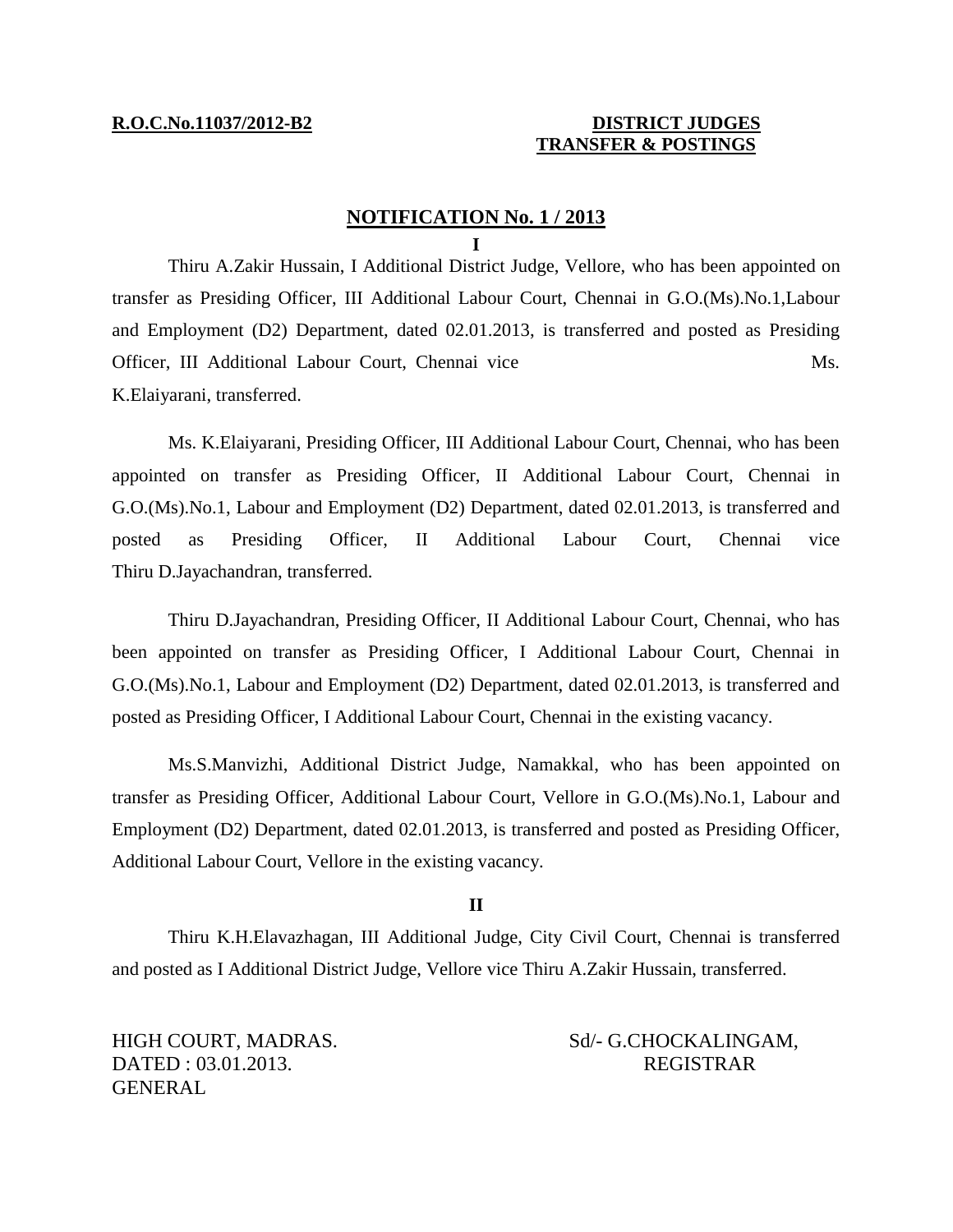**R.O.C.No.11037/2012-B2** **DISTRICT JUDGES TRANSFER & POSTINGS**

## NOTIFICATION No. 1 / 2013

**I**

Thiru A.Zakir Hussain, I Additional District Judge, Vellore, who has been appointed on transfer as Presiding Officer, III Additional Labour Court, Chennai in G.O.(Ms).No.1,Labour and Employment (D2) Department, dated 02.01.2013, is transferred and posted as Presiding Officer, III Additional Labour Court, Chennai vice Ms. K.Elaiyarani, transferred.

Ms. K.Elaiyarani, Presiding Officer, III Additional Labour Court, Chennai, who has been appointed on transfer as Presiding Officer, II Additional Labour Court, Chennai in G.O.(Ms).No.1, Labour and Employment (D2) Department, dated 02.01.2013, is transferred and posted as Presiding Officer, II Additional Labour Court, Chennai vice Thiru D.Jayachandran, transferred.

Thiru D.Jayachandran, Presiding Officer, II Additional Labour Court, Chennai, who has been appointed on transfer as Presiding Officer, I Additional Labour Court, Chennai in G.O.(Ms).No.1, Labour and Employment (D2) Department, dated 02.01.2013, is transferred and posted as Presiding Officer, I Additional Labour Court, Chennai in the existing vacancy.

Ms.S.Manvizhi, Additional District Judge, Namakkal, who has been appointed on transfer as Presiding Officer, Additional Labour Court, Vellore in G.O.(Ms).No.1, Labour and Employment (D2) Department, dated 02.01.2013, is transferred and posted as Presiding Officer, Additional Labour Court, Vellore in the existing vacancy.

**II**

Thiru K.H.Elavazhagan, III Additional Judge, City Civil Court, Chennai is transferred and posted as I Additional District Judge, Vellore vice Thiru A.Zakir Hussain, transferred.

HIGH COURT, MADRAS.
DATED : 03.01.2013.

Sd/- G.CHOCKALINGAM,
REGISTRAR GENERAL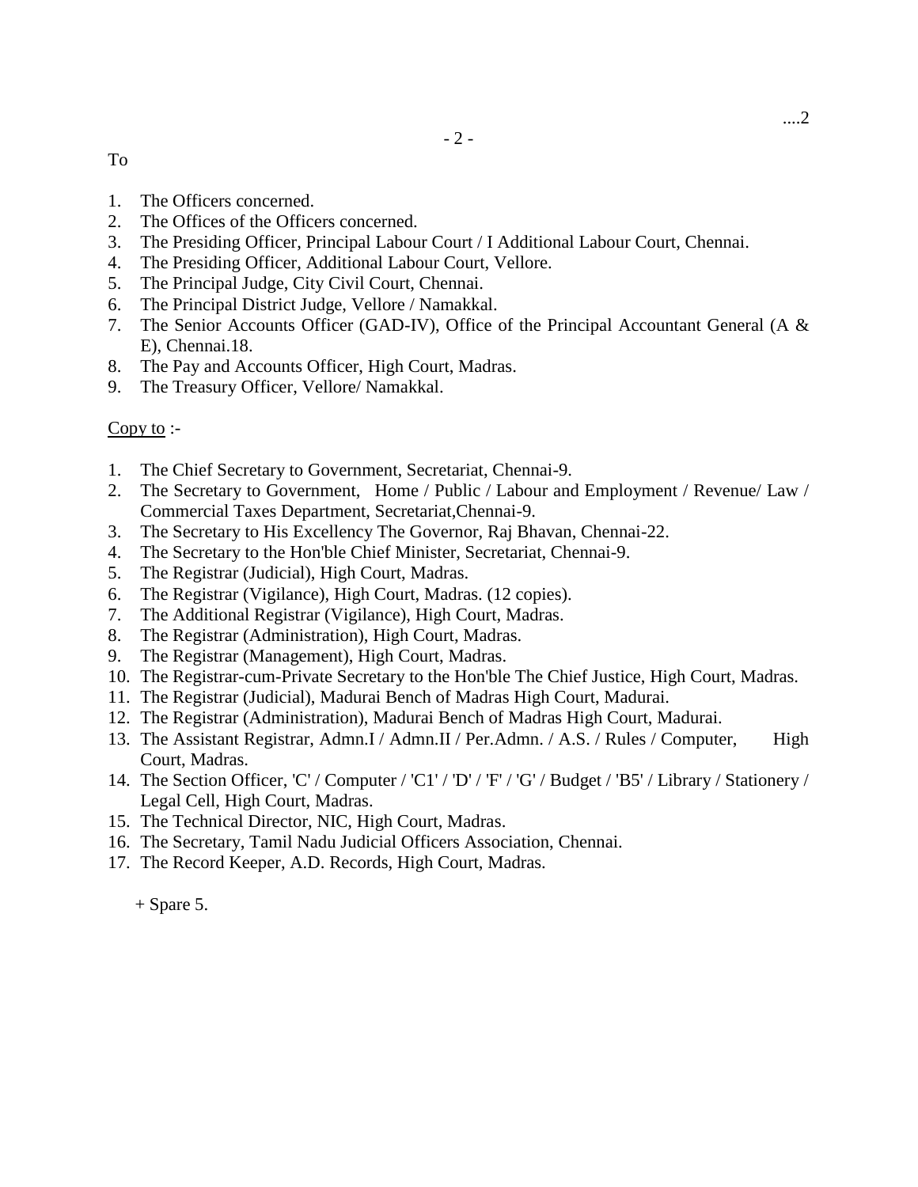To

1. The Officers concerned.
2. The Offices of the Officers concerned.
3. The Presiding Officer, Principal Labour Court / I Additional Labour Court, Chennai.
4. The Presiding Officer, Additional Labour Court, Vellore.
5. The Principal Judge, City Civil Court, Chennai.
6. The Principal District Judge, Vellore / Namakkal.
7. The Senior Accounts Officer (GAD-IV), Office of the Principal Accountant General (A & E), Chennai.18.
8. The Pay and Accounts Officer, High Court, Madras.
9. The Treasury Officer, Vellore/ Namakkal.

Copy to :-

1. The Chief Secretary to Government, Secretariat, Chennai-9.
2. The Secretary to Government, Home / Public / Labour and Employment / Revenue/ Law / Commercial Taxes Department, Secretariat,Chennai-9.
3. The Secretary to His Excellency The Governor, Raj Bhavan, Chennai-22.
4. The Secretary to the Hon'ble Chief Minister, Secretariat, Chennai-9.
5. The Registrar (Judicial), High Court, Madras.
6. The Registrar (Vigilance), High Court, Madras. (12 copies).
7. The Additional Registrar (Vigilance), High Court, Madras.
8. The Registrar (Administration), High Court, Madras.
9. The Registrar (Management), High Court, Madras.
10. The Registrar-cum-Private Secretary to the Hon'ble The Chief Justice, High Court, Madras.
11. The Registrar (Judicial), Madurai Bench of Madras High Court, Madurai.
12. The Registrar (Administration), Madurai Bench of Madras High Court, Madurai.
13. The Assistant Registrar, Admn.I / Admn.II / Per.Admn. / A.S. / Rules / Computer, High Court, Madras.
14. The Section Officer, 'C' / Computer / 'C1' / 'D' / 'F' / 'G' / Budget / 'B5' / Library / Stationery / Legal Cell, High Court, Madras.
15. The Technical Director, NIC, High Court, Madras.
16. The Secretary, Tamil Nadu Judicial Officers Association, Chennai.
17. The Record Keeper, A.D. Records, High Court, Madras.

+ Spare 5.